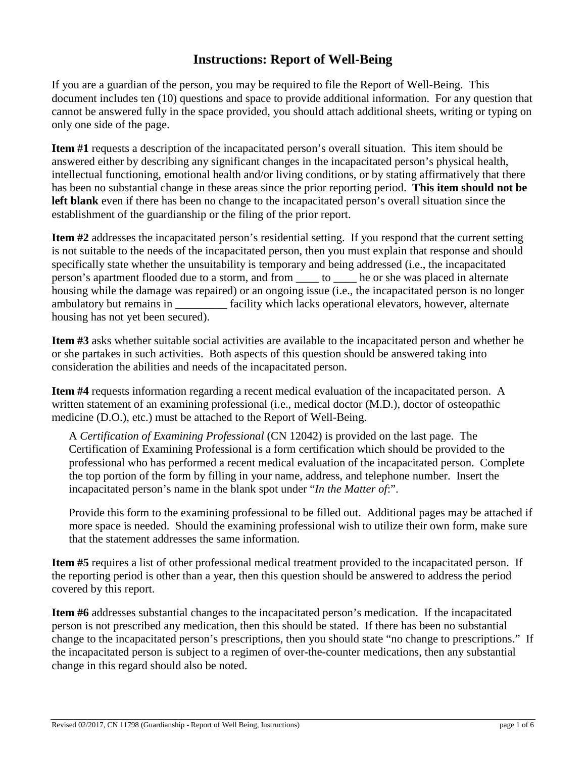# Instructions: Report of Well-Being

If you are a guardian of the person, you may be required to file the Report of Well-Being. This document includes ten (10) questions and space to provide additional information. For any question that cannot be answered fully in the space provided, you should attach additional sheets, writing or typing on only one side of the page.

**Item #1** requests a description of the incapacitated person's overall situation. This item should be answered either by describing any significant changes in the incapacitated person's physical health, intellectual functioning, emotional health and/or living conditions, or by stating affirmatively that there has been no substantial change in these areas since the prior reporting period. **This item should not be left blank** even if there has been no change to the incapacitated person's overall situation since the establishment of the guardianship or the filing of the prior report.

**Item #2** addresses the incapacitated person's residential setting. If you respond that the current setting is not suitable to the needs of the incapacitated person, then you must explain that response and should specifically state whether the unsuitability is temporary and being addressed (i.e., the incapacitated person's apartment flooded due to a storm, and from ____ to ____ he or she was placed in alternate housing while the damage was repaired) or an ongoing issue (i.e., the incapacitated person is no longer ambulatory but remains in _________ facility which lacks operational elevators, however, alternate housing has not yet been secured).

**Item #3** asks whether suitable social activities are available to the incapacitated person and whether he or she partakes in such activities. Both aspects of this question should be answered taking into consideration the abilities and needs of the incapacitated person.

**Item #4** requests information regarding a recent medical evaluation of the incapacitated person. A written statement of an examining professional (i.e., medical doctor (M.D.), doctor of osteopathic medicine (D.O.), etc.) must be attached to the Report of Well-Being.

> A *Certification of Examining Professional* (CN 12042) is provided on the last page. The Certification of Examining Professional is a form certification which should be provided to the professional who has performed a recent medical evaluation of the incapacitated person. Complete the top portion of the form by filling in your name, address, and telephone number. Insert the incapacitated person's name in the blank spot under "*In the Matter of*:".
>
> Provide this form to the examining professional to be filled out. Additional pages may be attached if more space is needed. Should the examining professional wish to utilize their own form, make sure that the statement addresses the same information.

**Item #5** requires a list of other professional medical treatment provided to the incapacitated person. If the reporting period is other than a year, then this question should be answered to address the period covered by this report.

**Item #6** addresses substantial changes to the incapacitated person's medication. If the incapacitated person is not prescribed any medication, then this should be stated. If there has been no substantial change to the incapacitated person's prescriptions, then you should state "no change to prescriptions." If the incapacitated person is subject to a regimen of over-the-counter medications, then any substantial change in this regard should also be noted.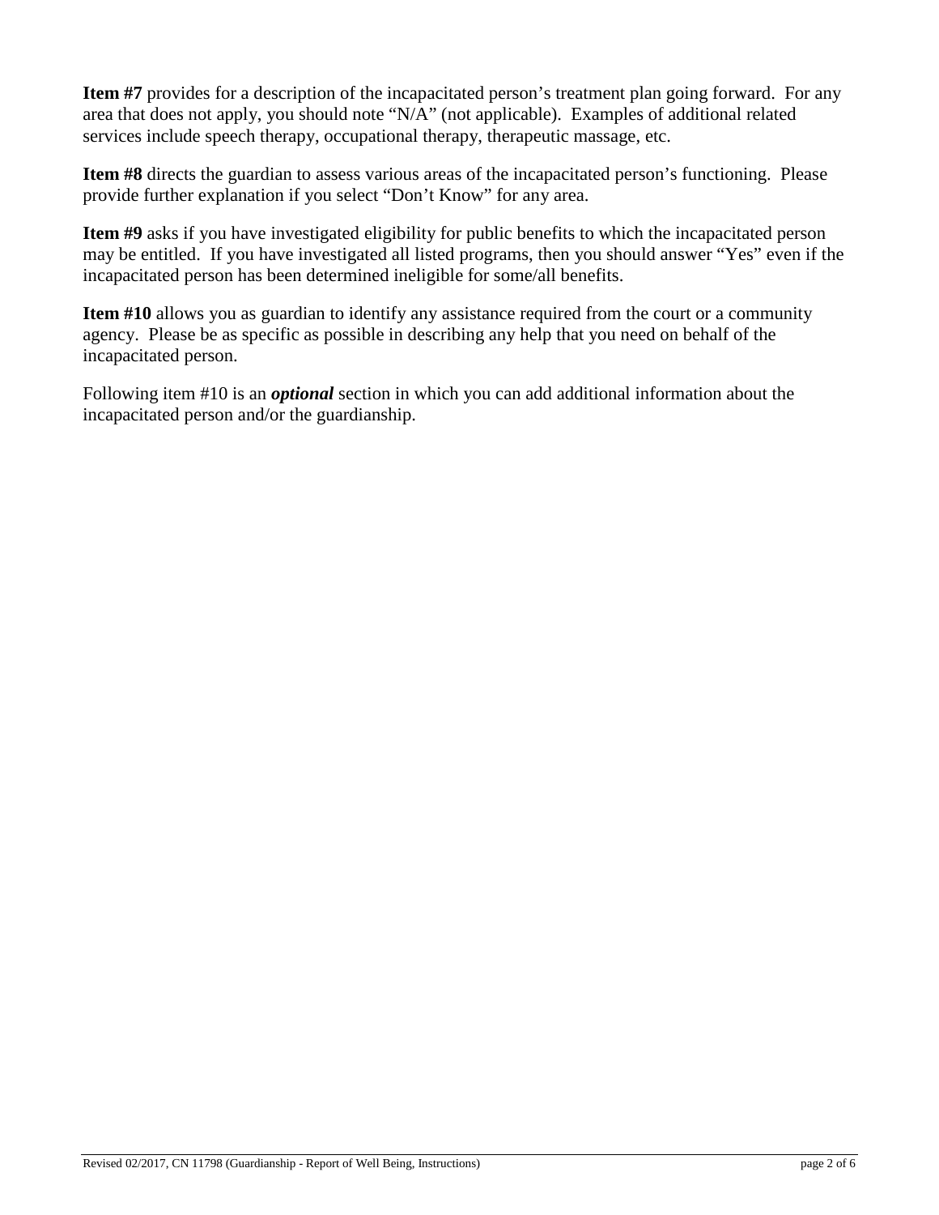**Item #7** provides for a description of the incapacitated person's treatment plan going forward. For any area that does not apply, you should note "N/A" (not applicable). Examples of additional related services include speech therapy, occupational therapy, therapeutic massage, etc.

**Item #8** directs the guardian to assess various areas of the incapacitated person's functioning. Please provide further explanation if you select "Don't Know" for any area.

**Item #9** asks if you have investigated eligibility for public benefits to which the incapacitated person may be entitled. If you have investigated all listed programs, then you should answer "Yes" even if the incapacitated person has been determined ineligible for some/all benefits.

**Item #10** allows you as guardian to identify any assistance required from the court or a community agency. Please be as specific as possible in describing any help that you need on behalf of the incapacitated person.

Following item #10 is an ***optional*** section in which you can add additional information about the incapacitated person and/or the guardianship.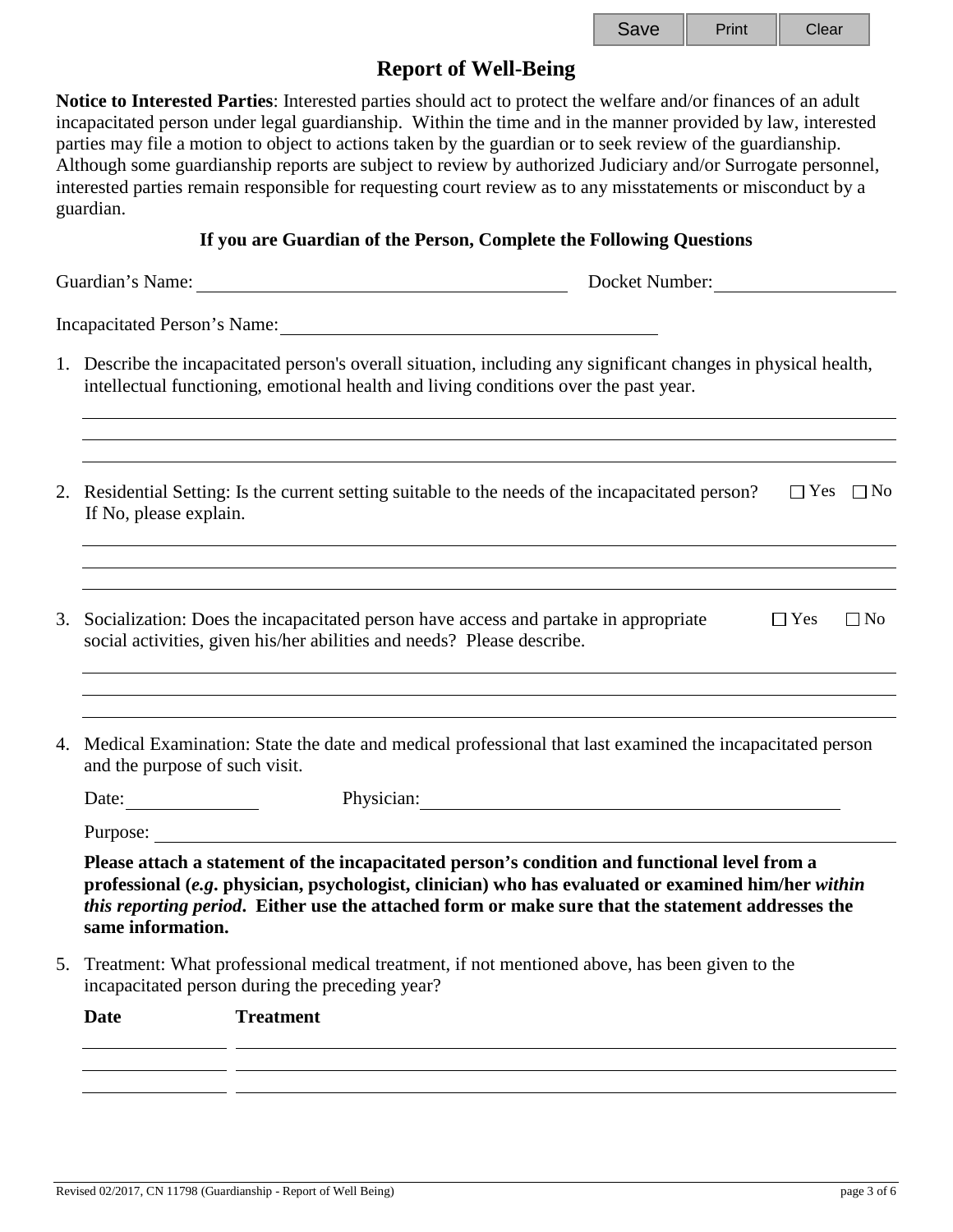# Report of Well-Being

**Notice to Interested Parties**: Interested parties should act to protect the welfare and/or finances of an adult incapacitated person under legal guardianship. Within the time and in the manner provided by law, interested parties may file a motion to object to actions taken by the guardian or to seek review of the guardianship. Although some guardianship reports are subject to review by authorized Judiciary and/or Surrogate personnel, interested parties remain responsible for requesting court review as to any misstatements or misconduct by a guardian.

### If you are Guardian of the Person, Complete the Following Questions

Guardian's Name: ______________________________ Docket Number: ____________________

Incapacitated Person's Name: ______________________________

1. Describe the incapacitated person's overall situation, including any significant changes in physical health, intellectual functioning, emotional health and living conditions over the past year.

   ________________________________________________________________________

   ________________________________________________________________________

   ________________________________________________________________________

2. Residential Setting: Is the current setting suitable to the needs of the incapacitated person? ☐ Yes ☐ No
   If No, please explain.

   ________________________________________________________________________

   ________________________________________________________________________

   ________________________________________________________________________

3. Socialization: Does the incapacitated person have access and partake in appropriate social activities, given his/her abilities and needs? Please describe. ☐ Yes ☐ No

   ________________________________________________________________________

   ________________________________________________________________________

   ________________________________________________________________________

4. Medical Examination: State the date and medical professional that last examined the incapacitated person and the purpose of such visit.

   Date: ______________ Physician: ______________________________

   Purpose: ______________________________________________________

   **Please attach a statement of the incapacitated person's condition and functional level from a professional (*e.g*. physician, psychologist, clinician) who has evaluated or examined him/her *within this reporting period*. Either use the attached form or make sure that the statement addresses the same information.**

5. Treatment: What professional medical treatment, if not mentioned above, has been given to the incapacitated person during the preceding year?

| Date | Treatment |
| --- | --- |
| | |
| | |
| | |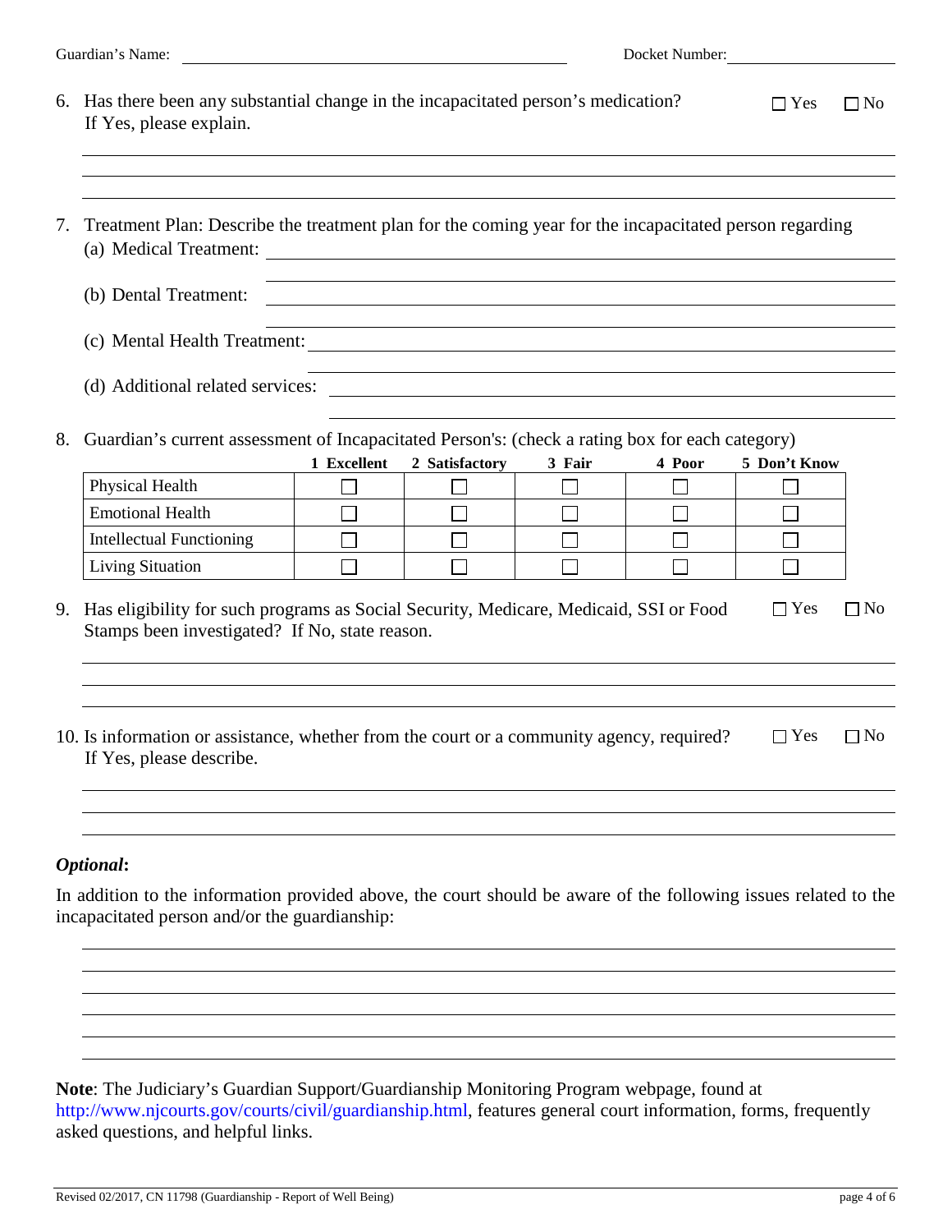Guardian's Name: ______________________ Docket Number: ______________

6. Has there been any substantial change in the incapacitated person's medication? ☐ Yes ☐ No
   If Yes, please explain.

   ______________________________________________________________________

   ______________________________________________________________________

   ______________________________________________________________________

7. Treatment Plan: Describe the treatment plan for the coming year for the incapacitated person regarding
   (a) Medical Treatment: ______________________________________________

   ______________________________________________________________________

   (b) Dental Treatment: ______________________________________________

   ______________________________________________________________________

   (c) Mental Health Treatment: ______________________________________________

   ______________________________________________________________________

   (d) Additional related services: ______________________________________________

   ______________________________________________________________________

8. Guardian's current assessment of Incapacitated Person's: (check a rating box for each category)

| | 1 Excellent | 2 Satisfactory | 3 Fair | 4 Poor | 5 Don't Know |
|---|---|---|---|---|---|
| Physical Health | ☐ | ☐ | ☐ | ☐ | ☐ |
| Emotional Health | ☐ | ☐ | ☐ | ☐ | ☐ |
| Intellectual Functioning | ☐ | ☐ | ☐ | ☐ | ☐ |
| Living Situation | ☐ | ☐ | ☐ | ☐ | ☐ |

9. Has eligibility for such programs as Social Security, Medicare, Medicaid, SSI or Food Stamps been investigated? If No, state reason. ☐ Yes ☐ No

   ______________________________________________________________________

   ______________________________________________________________________

   ______________________________________________________________________

10. Is information or assistance, whether from the court or a community agency, required? ☐ Yes ☐ No
    If Yes, please describe.

    ______________________________________________________________________

    ______________________________________________________________________

    ______________________________________________________________________

***Optional*:**

In addition to the information provided above, the court should be aware of the following issues related to the incapacitated person and/or the guardianship:

______________________________________________________________________

______________________________________________________________________

______________________________________________________________________

______________________________________________________________________

______________________________________________________________________

______________________________________________________________________

**Note**: The Judiciary's Guardian Support/Guardianship Monitoring Program webpage, found at http://www.njcourts.gov/courts/civil/guardianship.html, features general court information, forms, frequently asked questions, and helpful links.

Revised 02/2017, CN 11798 (Guardianship - Report of Well Being)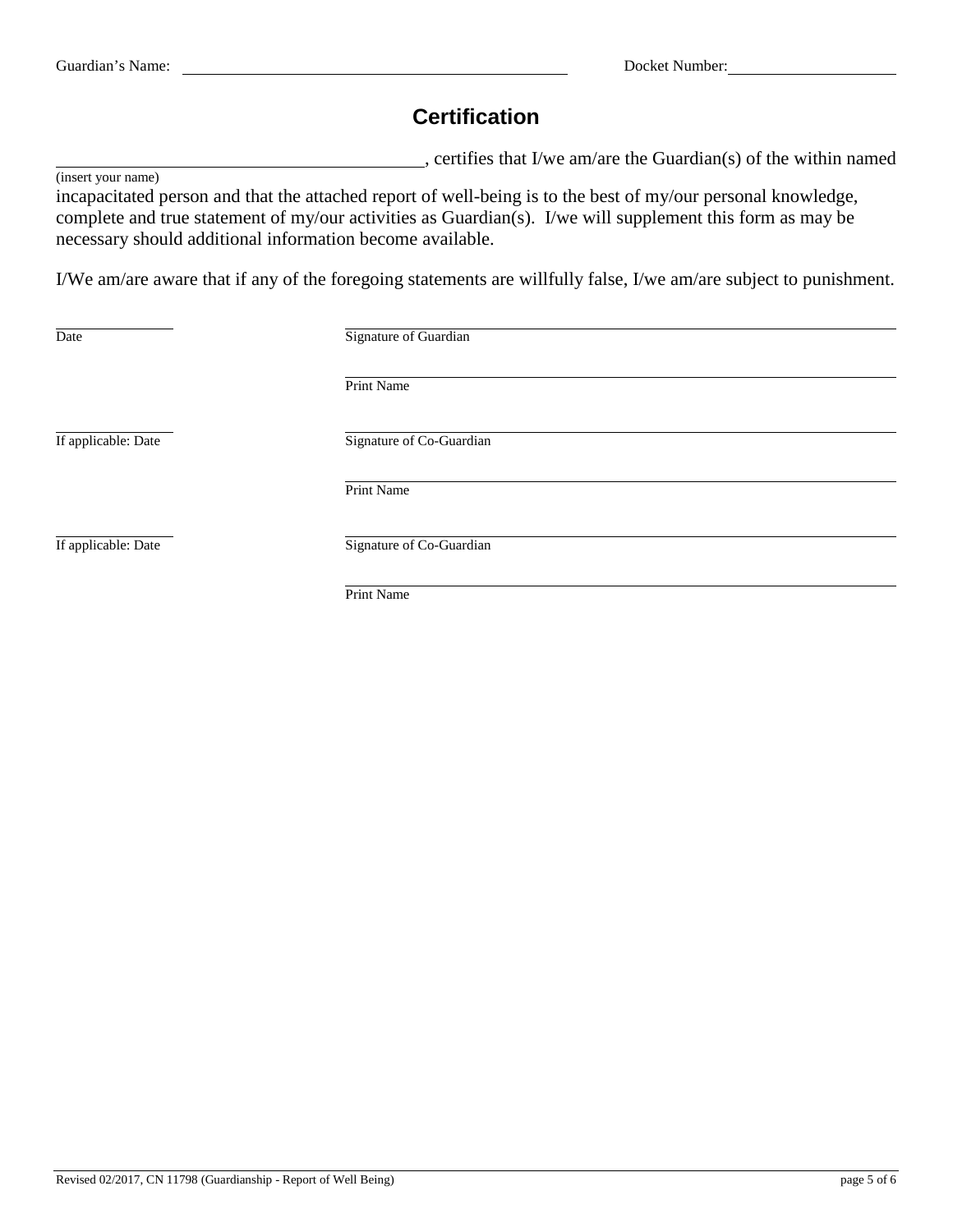Guardian's Name: ______________________________ Docket Number: ______________

## Certification

______________________________, certifies that I/we am/are the Guardian(s) of the within named
(insert your name)

incapacitated person and that the attached report of well-being is to the best of my/our personal knowledge, complete and true statement of my/our activities as Guardian(s). I/we will supplement this form as may be necessary should additional information become available.

I/We am/are aware that if any of the foregoing statements are willfully false, I/we am/are subject to punishment.

| | |
|---|---|
| ______________ Date | ______________________________ Signature of Guardian |
| | ______________________________ Print Name |
| ______________ If applicable: Date | ______________________________ Signature of Co-Guardian |
| | ______________________________ Print Name |
| ______________ If applicable: Date | ______________________________ Signature of Co-Guardian |
| | ______________________________ Print Name |

Revised 02/2017, CN 11798 (Guardianship - Report of Well Being)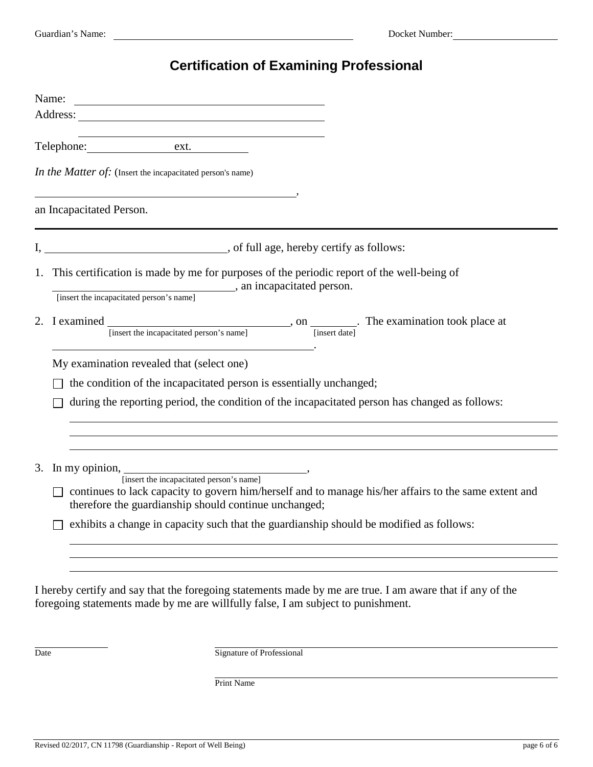Guardian's Name: ______________________________ Docket Number: ____________________

# Certification of Examining Professional

Name: ______________________________

Address: ______________________________

______________________________

Telephone: ______________ ext. __________

*In the Matter of:* (Insert the incapacitated person's name)

______________________________,

an Incapacitated Person.

---

I, ______________________________, of full age, hereby certify as follows:

1. This certification is made by me for purposes of the periodic report of the well-being of ______________________________ [insert the incapacitated person's name], an incapacitated person.

2. I examined ______________________________ [insert the incapacitated person's name], on __________ [insert date]. The examination took place at ______________________________.

   My examination revealed that (select one)

   ☐ the condition of the incapacitated person is essentially unchanged;

   ☐ during the reporting period, the condition of the incapacitated person has changed as follows:

   ______________________________

   ______________________________

   ______________________________

3. In my opinion, ______________________________ [insert the incapacitated person's name],

   ☐ continues to lack capacity to govern him/herself and to manage his/her affairs to the same extent and therefore the guardianship should continue unchanged;

   ☐ exhibits a change in capacity such that the guardianship should be modified as follows:

   ______________________________

   ______________________________

   ______________________________

I hereby certify and say that the foregoing statements made by me are true. I am aware that if any of the foregoing statements made by me are willfully false, I am subject to punishment.

______________ Date

______________________________ Signature of Professional

______________________________ Print Name

Revised 02/2017, CN 11798 (Guardianship - Report of Well Being)